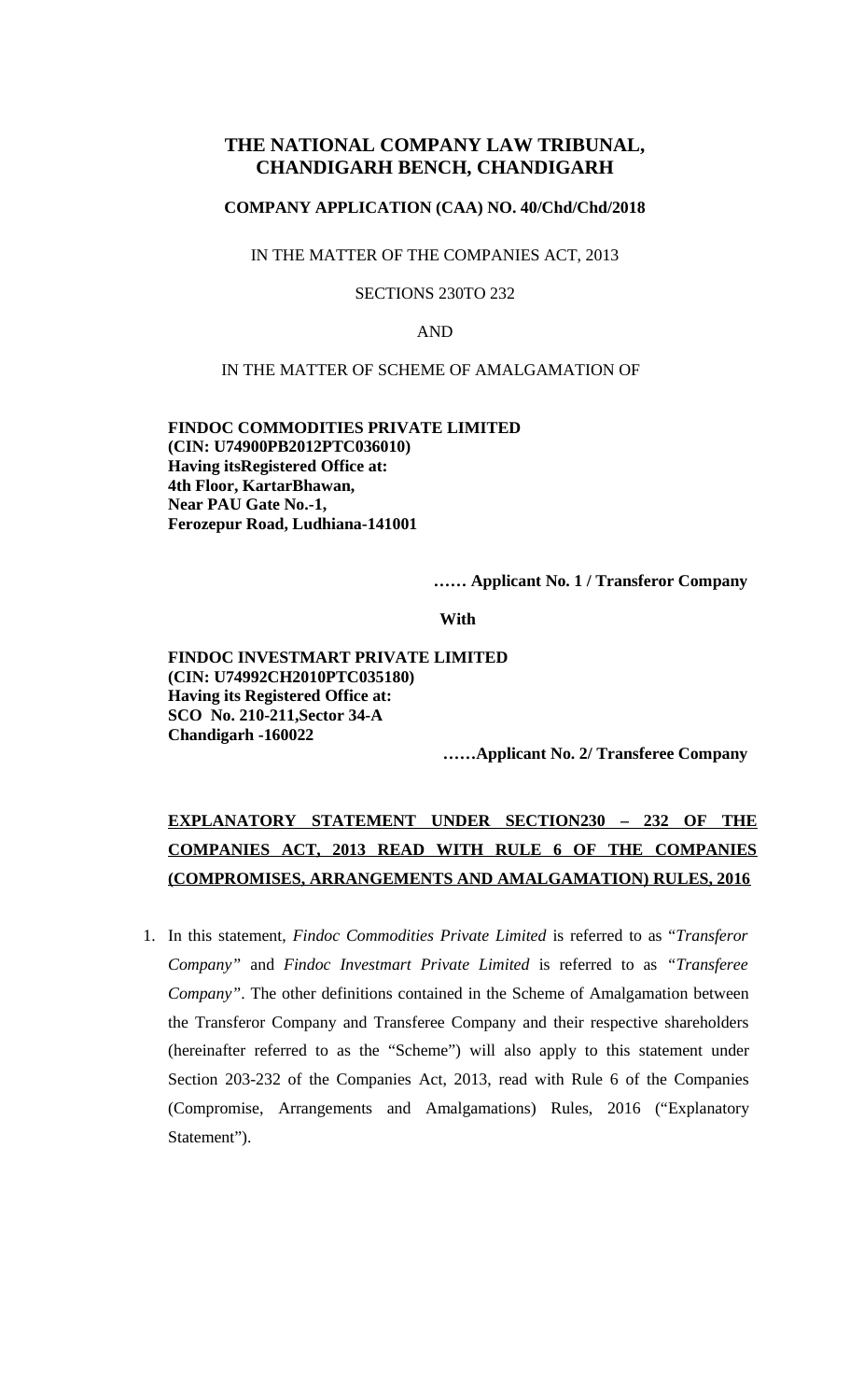# THE NATIONAL COMPANY LAW TRIBUNAL, CHANDIGARH BENCH, CHANDIGARH

**COMPANY APPLICATION (CAA) NO. 40/Chd/Chd/2018**

IN THE MATTER OF THE COMPANIES ACT, 2013

SECTIONS 230TO 232

AND

IN THE MATTER OF SCHEME OF AMALGAMATION OF

**FINDOC COMMODITIES PRIVATE LIMITED**
**(CIN: U74900PB2012PTC036010)**
**Having itsRegistered Office at:**
**4th Floor, KartarBhawan,**
**Near PAU Gate No.-1,**
**Ferozepur Road, Ludhiana-141001**

**…… Applicant No. 1 / Transferor Company**

**With**

**FINDOC INVESTMART PRIVATE LIMITED**
**(CIN: U74992CH2010PTC035180)**
**Having its Registered Office at:**
**SCO No. 210-211,Sector 34-A**
**Chandigarh -160022**

**……Applicant No. 2/ Transferee Company**

**<u>EXPLANATORY STATEMENT UNDER SECTION230 – 232 OF THE COMPANIES ACT, 2013 READ WITH RULE 6 OF THE COMPANIES (COMPROMISES, ARRANGEMENTS AND AMALGAMATION) RULES, 2016</u>**

1. In this statement, *Findoc Commodities Private Limited* is referred to as "*Transferor Company"* and *Findoc Investmart Private Limited* is referred to as *"Transferee Company"*. The other definitions contained in the Scheme of Amalgamation between the Transferor Company and Transferee Company and their respective shareholders (hereinafter referred to as the "Scheme") will also apply to this statement under Section 203-232 of the Companies Act, 2013, read with Rule 6 of the Companies (Compromise, Arrangements and Amalgamations) Rules, 2016 ("Explanatory Statement").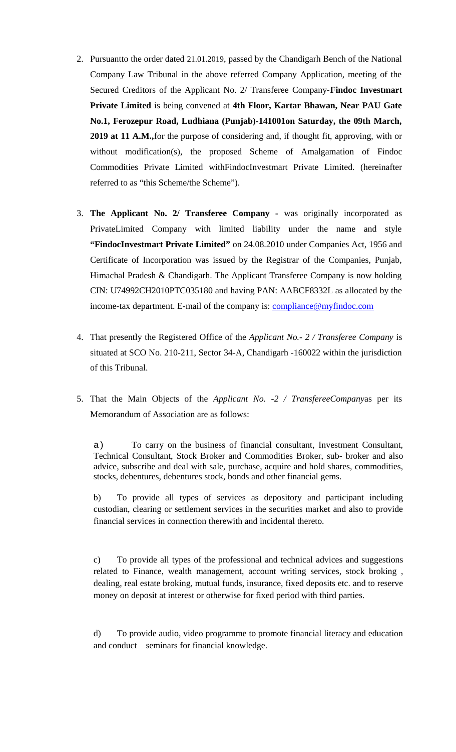2. Pursuantto the order dated 21.01.2019, passed by the Chandigarh Bench of the National Company Law Tribunal in the above referred Company Application, meeting of the Secured Creditors of the Applicant No. 2/ Transferee Company-**Findoc Investmart Private Limited** is being convened at **4th Floor, Kartar Bhawan, Near PAU Gate No.1, Ferozepur Road, Ludhiana (Punjab)-141001on Saturday, the 09th March, 2019 at 11 A.M.,**for the purpose of considering and, if thought fit, approving, with or without modification(s), the proposed Scheme of Amalgamation of Findoc Commodities Private Limited withFindocInvestmart Private Limited. (hereinafter referred to as "this Scheme/the Scheme").

3. **The Applicant No. 2/ Transferee Company -** was originally incorporated as PrivateLimited Company with limited liability under the name and style **"FindocInvestmart Private Limited"** on 24.08.2010 under Companies Act, 1956 and Certificate of Incorporation was issued by the Registrar of the Companies, Punjab, Himachal Pradesh & Chandigarh. The Applicant Transferee Company is now holding CIN: U74992CH2010PTC035180 and having PAN: AABCF8332L as allocated by the income-tax department. E-mail of the company is: compliance@myfindoc.com

4. That presently the Registered Office of the *Applicant No.- 2 / Transferee Company* is situated at SCO No. 210-211, Sector 34-A, Chandigarh -160022 within the jurisdiction of this Tribunal.

5. That the Main Objects of the *Applicant No. -2 / TransfereeCompany*as per its Memorandum of Association are as follows:

   a) To carry on the business of financial consultant, Investment Consultant, Technical Consultant, Stock Broker and Commodities Broker, sub- broker and also advice, subscribe and deal with sale, purchase, acquire and hold shares, commodities, stocks, debentures, debentures stock, bonds and other financial gems.

   b) To provide all types of services as depository and participant including custodian, clearing or settlement services in the securities market and also to provide financial services in connection therewith and incidental thereto.

   c) To provide all types of the professional and technical advices and suggestions related to Finance, wealth management, account writing services, stock broking , dealing, real estate broking, mutual funds, insurance, fixed deposits etc. and to reserve money on deposit at interest or otherwise for fixed period with third parties.

   d) To provide audio, video programme to promote financial literacy and education and conduct seminars for financial knowledge.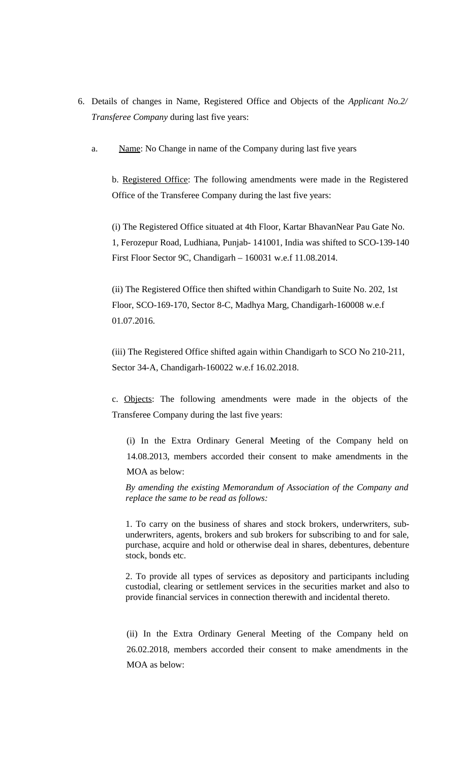6. Details of changes in Name, Registered Office and Objects of the *Applicant No.2/ Transferee Company* during last five years:

   a. Name: No Change in name of the Company during last five years

   b. Registered Office: The following amendments were made in the Registered Office of the Transferee Company during the last five years:

   (i) The Registered Office situated at 4th Floor, Kartar BhavanNear Pau Gate No. 1, Ferozepur Road, Ludhiana, Punjab- 141001, India was shifted to SCO-139-140 First Floor Sector 9C, Chandigarh – 160031 w.e.f 11.08.2014.

   (ii) The Registered Office then shifted within Chandigarh to Suite No. 202, 1st Floor, SCO-169-170, Sector 8-C, Madhya Marg, Chandigarh-160008 w.e.f 01.07.2016.

   (iii) The Registered Office shifted again within Chandigarh to SCO No 210-211, Sector 34-A, Chandigarh-160022 w.e.f 16.02.2018.

   c. Objects: The following amendments were made in the objects of the Transferee Company during the last five years:

   (i) In the Extra Ordinary General Meeting of the Company held on 14.08.2013, members accorded their consent to make amendments in the MOA as below:

   *By amending the existing Memorandum of Association of the Company and replace the same to be read as follows:*

   1. To carry on the business of shares and stock brokers, underwriters, sub-underwriters, agents, brokers and sub brokers for subscribing to and for sale, purchase, acquire and hold or otherwise deal in shares, debentures, debenture stock, bonds etc.

   2. To provide all types of services as depository and participants including custodial, clearing or settlement services in the securities market and also to provide financial services in connection therewith and incidental thereto.

   (ii) In the Extra Ordinary General Meeting of the Company held on 26.02.2018, members accorded their consent to make amendments in the MOA as below: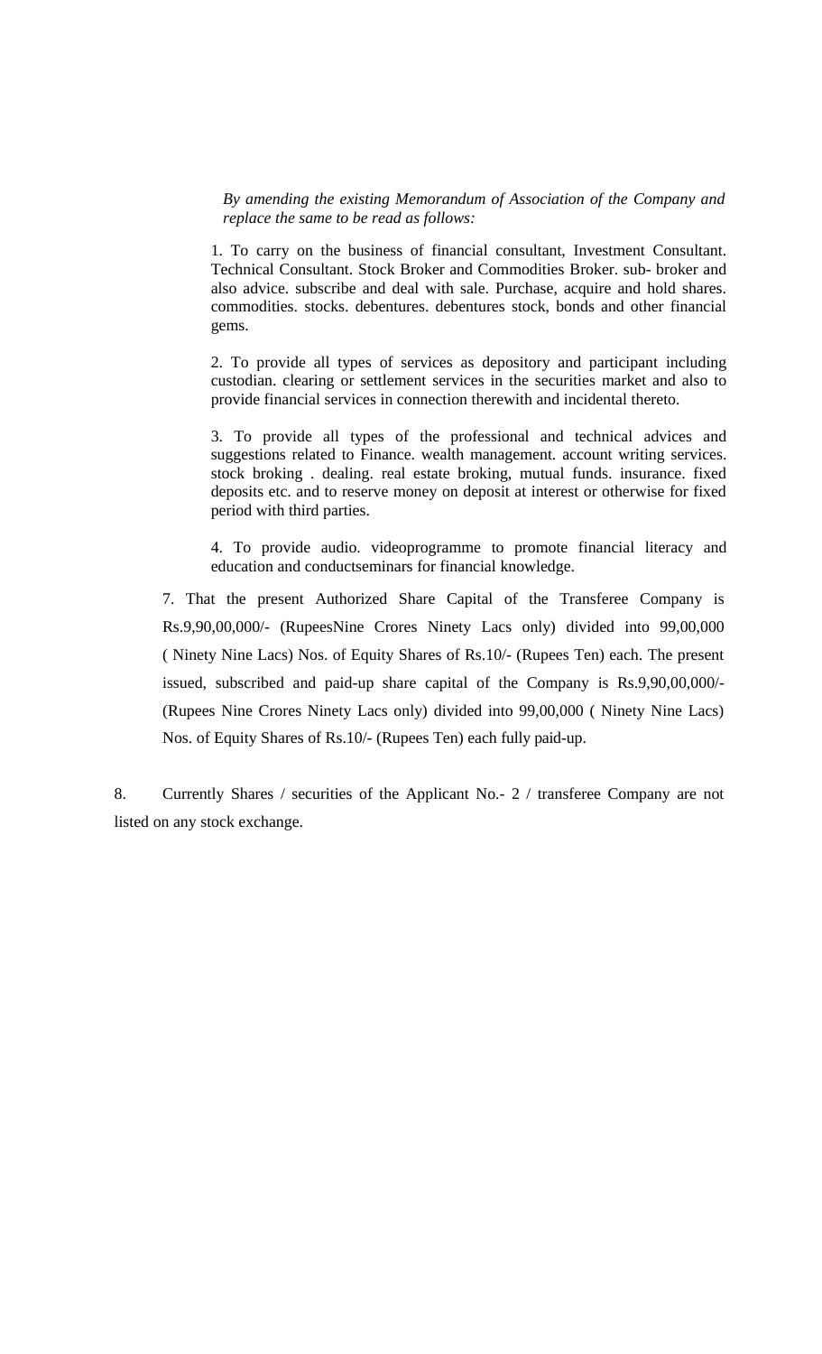*By amending the existing Memorandum of Association of the Company and replace the same to be read as follows:*

1. To carry on the business of financial consultant, Investment Consultant. Technical Consultant. Stock Broker and Commodities Broker. sub- broker and also advice. subscribe and deal with sale. Purchase, acquire and hold shares. commodities. stocks. debentures. debentures stock, bonds and other financial gems.

2. To provide all types of services as depository and participant including custodian. clearing or settlement services in the securities market and also to provide financial services in connection therewith and incidental thereto.

3. To provide all types of the professional and technical advices and suggestions related to Finance. wealth management. account writing services. stock broking . dealing. real estate broking, mutual funds. insurance. fixed deposits etc. and to reserve money on deposit at interest or otherwise for fixed period with third parties.

4. To provide audio. videoprogramme to promote financial literacy and education and conductseminars for financial knowledge.

7. That the present Authorized Share Capital of the Transferee Company is Rs.9,90,00,000/- (RupeesNine Crores Ninety Lacs only) divided into 99,00,000 ( Ninety Nine Lacs) Nos. of Equity Shares of Rs.10/- (Rupees Ten) each. The present issued, subscribed and paid-up share capital of the Company is Rs.9,90,00,000/- (Rupees Nine Crores Ninety Lacs only) divided into 99,00,000 ( Ninety Nine Lacs) Nos. of Equity Shares of Rs.10/- (Rupees Ten) each fully paid-up.

8. Currently Shares / securities of the Applicant No.- 2 / transferee Company are not listed on any stock exchange.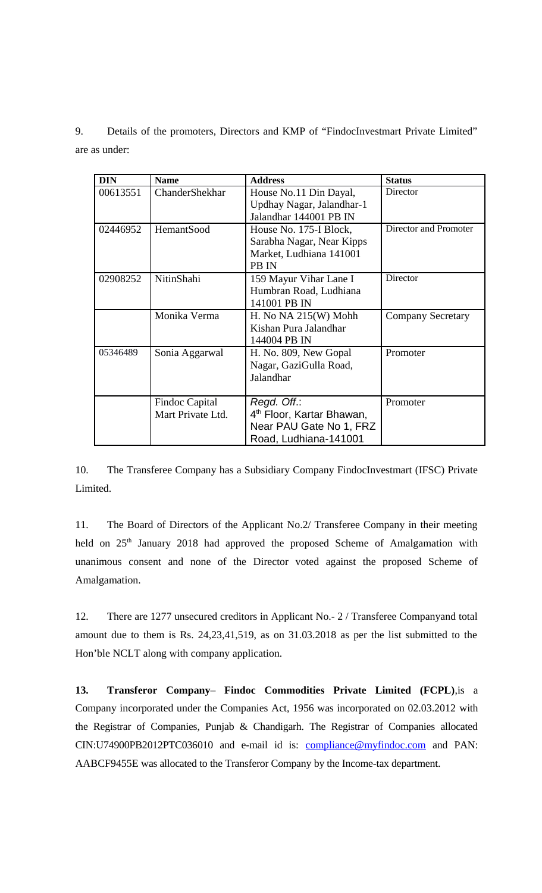9. Details of the promoters, Directors and KMP of "FindocInvestmart Private Limited" are as under:

| DIN | Name | Address | Status |
|---|---|---|---|
| 00613551 | ChanderShekhar | House No.11 Din Dayal, Updhay Nagar, Jalandhar-1 Jalandhar 144001 PB IN | Director |
| 02446952 | HemantSood | House No. 175-I Block, Sarabha Nagar, Near Kipps Market, Ludhiana 141001 PB IN | Director and Promoter |
| 02908252 | NitinShahi | 159 Mayur Vihar Lane I Humbran Road, Ludhiana 141001 PB IN | Director |
| | Monika Verma | H. No NA 215(W) Mohh Kishan Pura Jalandhar 144004 PB IN | Company Secretary |
| 05346489 | Sonia Aggarwal | H. No. 809, New Gopal Nagar, GaziGulla Road, Jalandhar | Promoter |
| | Findoc Capital Mart Private Ltd. | *Regd. Off.*: 4th Floor, Kartar Bhawan, Near PAU Gate No 1, FRZ Road, Ludhiana-141001 | Promoter |

10. The Transferee Company has a Subsidiary Company FindocInvestmart (IFSC) Private Limited.

11. The Board of Directors of the Applicant No.2/ Transferee Company in their meeting held on 25th January 2018 had approved the proposed Scheme of Amalgamation with unanimous consent and none of the Director voted against the proposed Scheme of Amalgamation.

12. There are 1277 unsecured creditors in Applicant No.- 2 / Transferee Companyand total amount due to them is Rs. 24,23,41,519, as on 31.03.2018 as per the list submitted to the Hon'ble NCLT along with company application.

**13. Transferor Company– Findoc Commodities Private Limited (FCPL)**,is a Company incorporated under the Companies Act, 1956 was incorporated on 02.03.2012 with the Registrar of Companies, Punjab & Chandigarh. The Registrar of Companies allocated CIN:U74900PB2012PTC036010 and e-mail id is: compliance@myfindoc.com and PAN: AABCF9455E was allocated to the Transferor Company by the Income-tax department.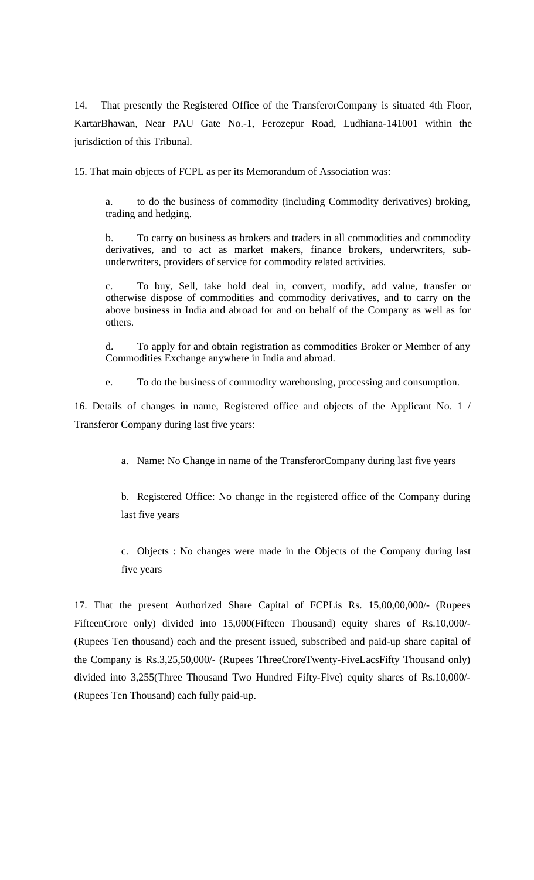14. That presently the Registered Office of the TransferorCompany is situated 4th Floor, KartarBhawan, Near PAU Gate No.-1, Ferozepur Road, Ludhiana-141001 within the jurisdiction of this Tribunal.

15. That main objects of FCPL as per its Memorandum of Association was:

> a. to do the business of commodity (including Commodity derivatives) broking, trading and hedging.
>
> b. To carry on business as brokers and traders in all commodities and commodity derivatives, and to act as market makers, finance brokers, underwriters, sub-underwriters, providers of service for commodity related activities.
>
> c. To buy, Sell, take hold deal in, convert, modify, add value, transfer or otherwise dispose of commodities and commodity derivatives, and to carry on the above business in India and abroad for and on behalf of the Company as well as for others.
>
> d. To apply for and obtain registration as commodities Broker or Member of any Commodities Exchange anywhere in India and abroad.
>
> e. To do the business of commodity warehousing, processing and consumption.

16. Details of changes in name, Registered office and objects of the Applicant No. 1 / Transferor Company during last five years:

> a. Name: No Change in name of the TransferorCompany during last five years
>
> b. Registered Office: No change in the registered office of the Company during last five years
>
> c. Objects : No changes were made in the Objects of the Company during last five years

17. That the present Authorized Share Capital of FCPLis Rs. 15,00,00,000/- (Rupees FifteenCrore only) divided into 15,000(Fifteen Thousand) equity shares of Rs.10,000/- (Rupees Ten thousand) each and the present issued, subscribed and paid-up share capital of the Company is Rs.3,25,50,000/- (Rupees ThreeCroreTwenty-FiveLacsFifty Thousand only) divided into 3,255(Three Thousand Two Hundred Fifty-Five) equity shares of Rs.10,000/- (Rupees Ten Thousand) each fully paid-up.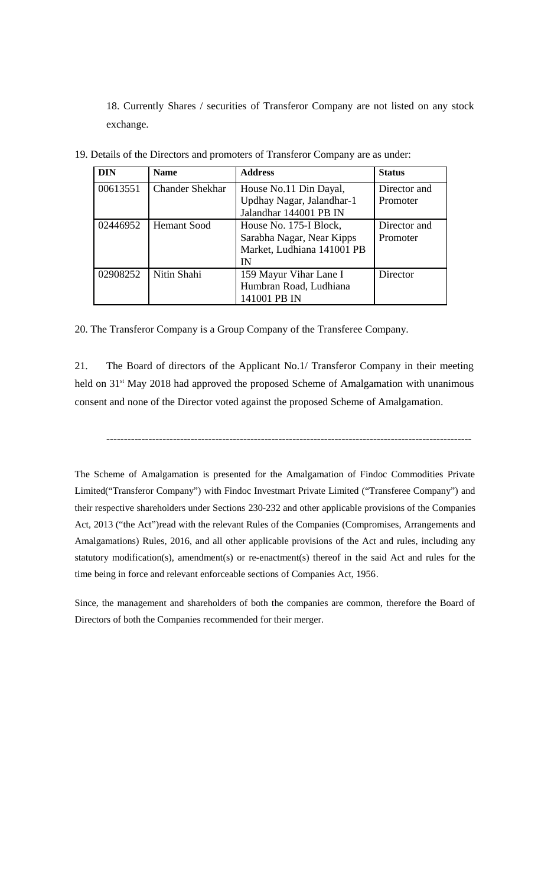18. Currently Shares / securities of Transferor Company are not listed on any stock exchange.

19. Details of the Directors and promoters of Transferor Company are as under:

| DIN | Name | Address | Status |
|---|---|---|---|
| 00613551 | Chander Shekhar | House No.11 Din Dayal, Updhay Nagar, Jalandhar-1 Jalandhar 144001 PB IN | Director and Promoter |
| 02446952 | Hemant Sood | House No. 175-I Block, Sarabha Nagar, Near Kipps Market, Ludhiana 141001 PB IN | Director and Promoter |
| 02908252 | Nitin Shahi | 159 Mayur Vihar Lane I Humbran Road, Ludhiana 141001 PB IN | Director |

20. The Transferor Company is a Group Company of the Transferee Company.

21. The Board of directors of the Applicant No.1/ Transferor Company in their meeting held on 31st May 2018 had approved the proposed Scheme of Amalgamation with unanimous consent and none of the Director voted against the proposed Scheme of Amalgamation.

---

The Scheme of Amalgamation is presented for the Amalgamation of Findoc Commodities Private Limited("Transferor Company") with Findoc Investmart Private Limited ("Transferee Company") and their respective shareholders under Sections 230-232 and other applicable provisions of the Companies Act, 2013 ("the Act")read with the relevant Rules of the Companies (Compromises, Arrangements and Amalgamations) Rules, 2016, and all other applicable provisions of the Act and rules, including any statutory modification(s), amendment(s) or re-enactment(s) thereof in the said Act and rules for the time being in force and relevant enforceable sections of Companies Act, 1956.

Since, the management and shareholders of both the companies are common, therefore the Board of Directors of both the Companies recommended for their merger.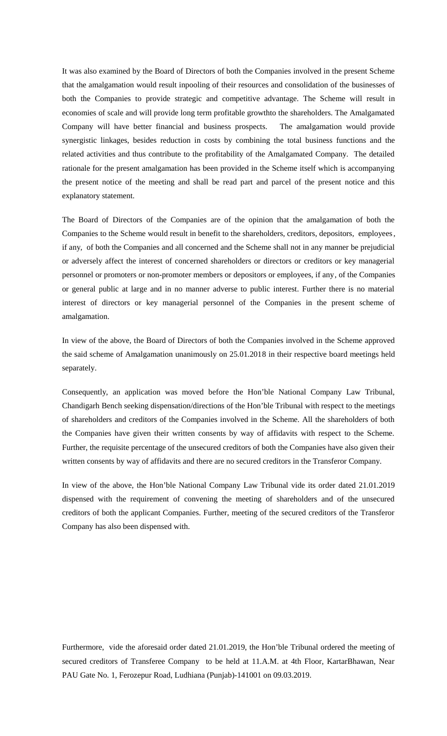It was also examined by the Board of Directors of both the Companies involved in the present Scheme that the amalgamation would result inpooling of their resources and consolidation of the businesses of both the Companies to provide strategic and competitive advantage. The Scheme will result in economies of scale and will provide long term profitable growthto the shareholders. The Amalgamated Company will have better financial and business prospects. The amalgamation would provide synergistic linkages, besides reduction in costs by combining the total business functions and the related activities and thus contribute to the profitability of the Amalgamated Company. The detailed rationale for the present amalgamation has been provided in the Scheme itself which is accompanying the present notice of the meeting and shall be read part and parcel of the present notice and this explanatory statement.

The Board of Directors of the Companies are of the opinion that the amalgamation of both the Companies to the Scheme would result in benefit to the shareholders, creditors, depositors, employees, if any, of both the Companies and all concerned and the Scheme shall not in any manner be prejudicial or adversely affect the interest of concerned shareholders or directors or creditors or key managerial personnel or promoters or non-promoter members or depositors or employees, if any, of the Companies or general public at large and in no manner adverse to public interest. Further there is no material interest of directors or key managerial personnel of the Companies in the present scheme of amalgamation.

In view of the above, the Board of Directors of both the Companies involved in the Scheme approved the said scheme of Amalgamation unanimously on 25.01.2018 in their respective board meetings held separately.

Consequently, an application was moved before the Hon'ble National Company Law Tribunal, Chandigarh Bench seeking dispensation/directions of the Hon'ble Tribunal with respect to the meetings of shareholders and creditors of the Companies involved in the Scheme. All the shareholders of both the Companies have given their written consents by way of affidavits with respect to the Scheme. Further, the requisite percentage of the unsecured creditors of both the Companies have also given their written consents by way of affidavits and there are no secured creditors in the Transferor Company.

In view of the above, the Hon'ble National Company Law Tribunal vide its order dated 21.01.2019 dispensed with the requirement of convening the meeting of shareholders and of the unsecured creditors of both the applicant Companies. Further, meeting of the secured creditors of the Transferor Company has also been dispensed with.

Furthermore, vide the aforesaid order dated 21.01.2019, the Hon'ble Tribunal ordered the meeting of secured creditors of Transferee Company to be held at 11.A.M. at 4th Floor, KartarBhawan, Near PAU Gate No. 1, Ferozepur Road, Ludhiana (Punjab)-141001 on 09.03.2019.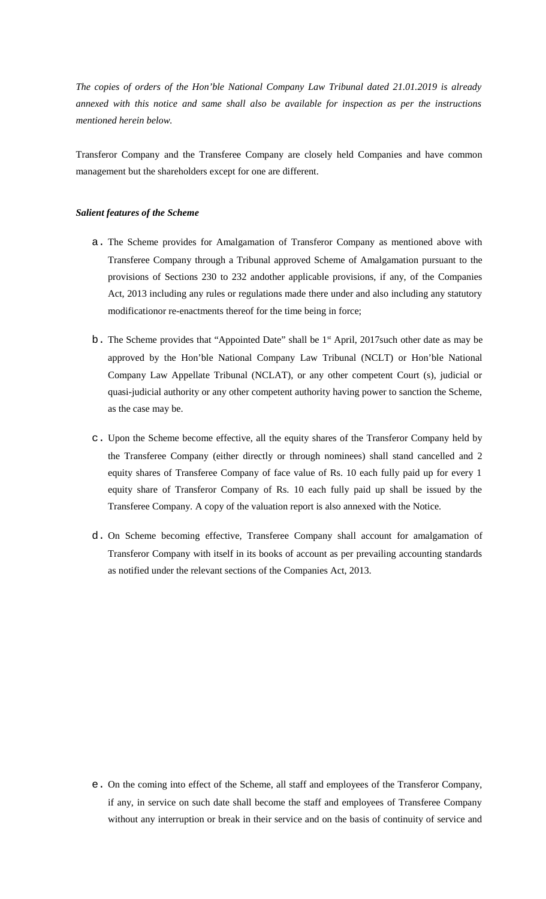*The copies of orders of the Hon'ble National Company Law Tribunal dated 21.01.2019 is already annexed with this notice and same shall also be available for inspection as per the instructions mentioned herein below.*

Transferor Company and the Transferee Company are closely held Companies and have common management but the shareholders except for one are different.

***Salient features of the Scheme***

a. The Scheme provides for Amalgamation of Transferor Company as mentioned above with Transferee Company through a Tribunal approved Scheme of Amalgamation pursuant to the provisions of Sections 230 to 232 andother applicable provisions, if any, of the Companies Act, 2013 including any rules or regulations made there under and also including any statutory modificationor re-enactments thereof for the time being in force;

b. The Scheme provides that "Appointed Date" shall be 1st April, 2017such other date as may be approved by the Hon'ble National Company Law Tribunal (NCLT) or Hon'ble National Company Law Appellate Tribunal (NCLAT), or any other competent Court (s), judicial or quasi-judicial authority or any other competent authority having power to sanction the Scheme, as the case may be.

c. Upon the Scheme become effective, all the equity shares of the Transferor Company held by the Transferee Company (either directly or through nominees) shall stand cancelled and 2 equity shares of Transferee Company of face value of Rs. 10 each fully paid up for every 1 equity share of Transferor Company of Rs. 10 each fully paid up shall be issued by the Transferee Company. A copy of the valuation report is also annexed with the Notice.

d. On Scheme becoming effective, Transferee Company shall account for amalgamation of Transferor Company with itself in its books of account as per prevailing accounting standards as notified under the relevant sections of the Companies Act, 2013.

e. On the coming into effect of the Scheme, all staff and employees of the Transferor Company, if any, in service on such date shall become the staff and employees of Transferee Company without any interruption or break in their service and on the basis of continuity of service and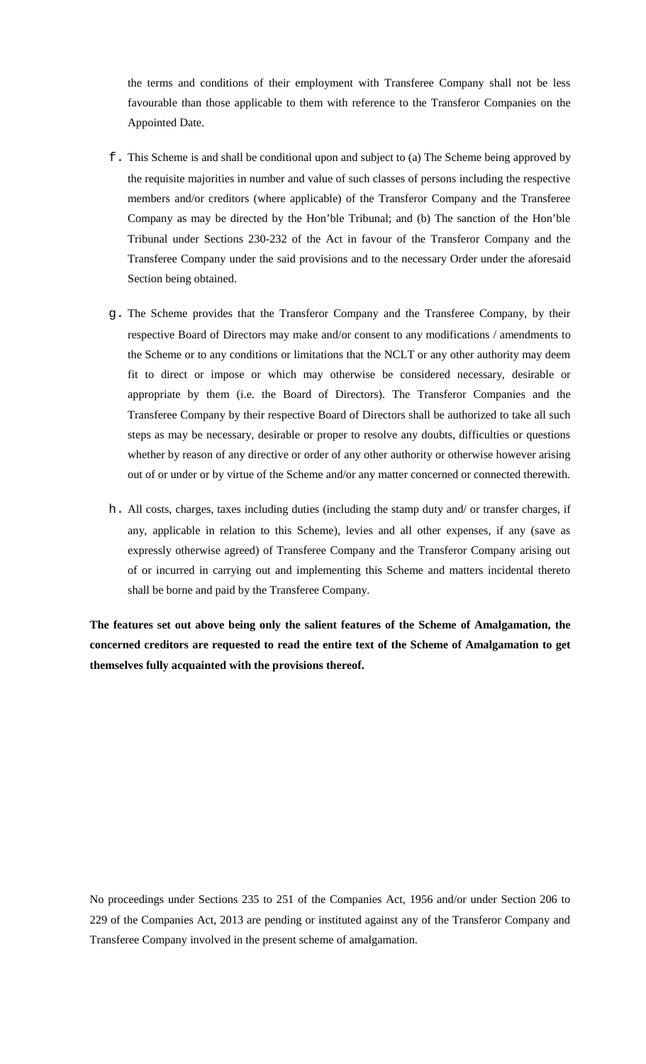the terms and conditions of their employment with Transferee Company shall not be less favourable than those applicable to them with reference to the Transferor Companies on the Appointed Date.

f. This Scheme is and shall be conditional upon and subject to (a) The Scheme being approved by the requisite majorities in number and value of such classes of persons including the respective members and/or creditors (where applicable) of the Transferor Company and the Transferee Company as may be directed by the Hon'ble Tribunal; and (b) The sanction of the Hon'ble Tribunal under Sections 230-232 of the Act in favour of the Transferor Company and the Transferee Company under the said provisions and to the necessary Order under the aforesaid Section being obtained.

g. The Scheme provides that the Transferor Company and the Transferee Company, by their respective Board of Directors may make and/or consent to any modifications / amendments to the Scheme or to any conditions or limitations that the NCLT or any other authority may deem fit to direct or impose or which may otherwise be considered necessary, desirable or appropriate by them (i.e. the Board of Directors). The Transferor Companies and the Transferee Company by their respective Board of Directors shall be authorized to take all such steps as may be necessary, desirable or proper to resolve any doubts, difficulties or questions whether by reason of any directive or order of any other authority or otherwise however arising out of or under or by virtue of the Scheme and/or any matter concerned or connected therewith.

h. All costs, charges, taxes including duties (including the stamp duty and/ or transfer charges, if any, applicable in relation to this Scheme), levies and all other expenses, if any (save as expressly otherwise agreed) of Transferee Company and the Transferor Company arising out of or incurred in carrying out and implementing this Scheme and matters incidental thereto shall be borne and paid by the Transferee Company.

**The features set out above being only the salient features of the Scheme of Amalgamation, the concerned creditors are requested to read the entire text of the Scheme of Amalgamation to get themselves fully acquainted with the provisions thereof.**

No proceedings under Sections 235 to 251 of the Companies Act, 1956 and/or under Section 206 to 229 of the Companies Act, 2013 are pending or instituted against any of the Transferor Company and Transferee Company involved in the present scheme of amalgamation.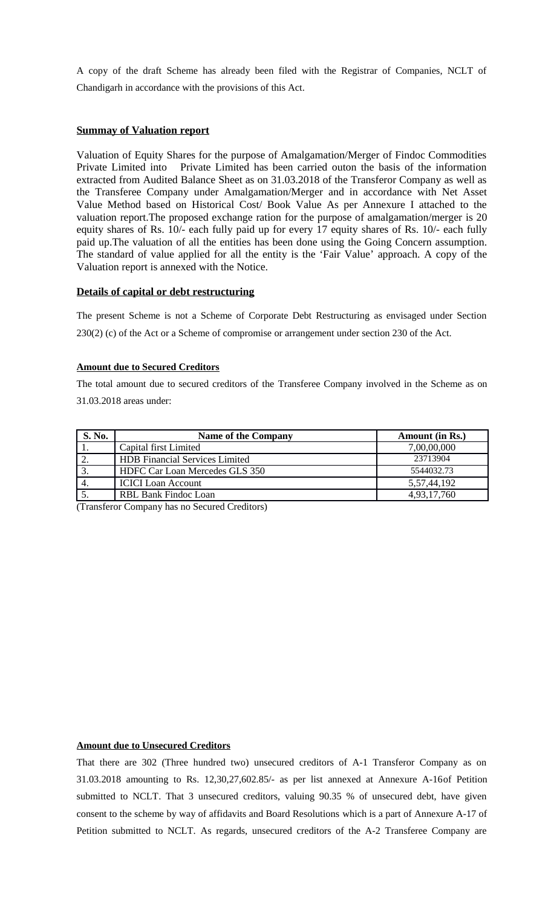A copy of the draft Scheme has already been filed with the Registrar of Companies, NCLT of Chandigarh in accordance with the provisions of this Act.

**Summay of Valuation report**

Valuation of Equity Shares for the purpose of Amalgamation/Merger of Findoc Commodities Private Limited into Private Limited has been carried outon the basis of the information extracted from Audited Balance Sheet as on 31.03.2018 of the Transferor Company as well as the Transferee Company under Amalgamation/Merger and in accordance with Net Asset Value Method based on Historical Cost/ Book Value As per Annexure I attached to the valuation report.The proposed exchange ration for the purpose of amalgamation/merger is 20 equity shares of Rs. 10/- each fully paid up for every 17 equity shares of Rs. 10/- each fully paid up.The valuation of all the entities has been done using the Going Concern assumption. The standard of value applied for all the entity is the 'Fair Value' approach. A copy of the Valuation report is annexed with the Notice.

**Details of capital or debt restructuring**

The present Scheme is not a Scheme of Corporate Debt Restructuring as envisaged under Section 230(2) (c) of the Act or a Scheme of compromise or arrangement under section 230 of the Act.

**Amount due to Secured Creditors**

The total amount due to secured creditors of the Transferee Company involved in the Scheme as on 31.03.2018 areas under:

| S. No. | Name of the Company | Amount (in Rs.) |
|---|---|---|
| 1. | Capital first Limited | 7,00,00,000 |
| 2. | HDB Financial Services Limited | 23713904 |
| 3. | HDFC Car Loan Mercedes GLS 350 | 5544032.73 |
| 4. | ICICI Loan Account | 5,57,44,192 |
| 5. | RBL Bank Findoc Loan | 4,93,17,760 |

(Transferor Company has no Secured Creditors)

**Amount due to Unsecured Creditors**

That there are 302 (Three hundred two) unsecured creditors of A-1 Transferor Company as on 31.03.2018 amounting to Rs. 12,30,27,602.85/- as per list annexed at Annexure A-16of Petition submitted to NCLT. That 3 unsecured creditors, valuing 90.35 % of unsecured debt, have given consent to the scheme by way of affidavits and Board Resolutions which is a part of Annexure A-17 of Petition submitted to NCLT. As regards, unsecured creditors of the A-2 Transferee Company are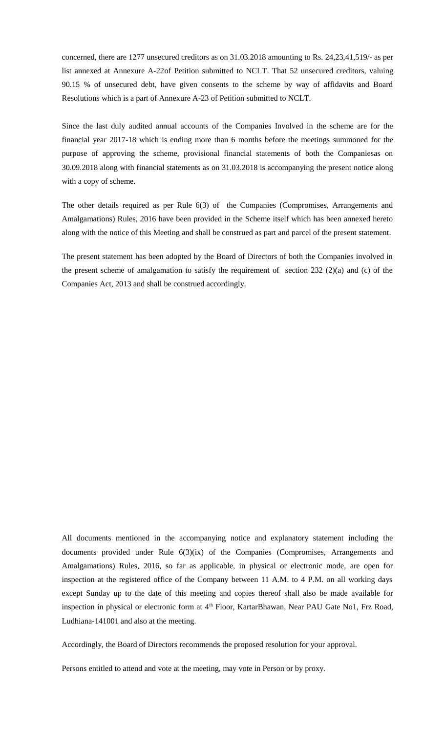concerned, there are 1277 unsecured creditors as on 31.03.2018 amounting to Rs. 24,23,41,519/- as per list annexed at Annexure A-22of Petition submitted to NCLT. That 52 unsecured creditors, valuing 90.15 % of unsecured debt, have given consents to the scheme by way of affidavits and Board Resolutions which is a part of Annexure A-23 of Petition submitted to NCLT.

Since the last duly audited annual accounts of the Companies Involved in the scheme are for the financial year 2017-18 which is ending more than 6 months before the meetings summoned for the purpose of approving the scheme, provisional financial statements of both the Companiesas on 30.09.2018 along with financial statements as on 31.03.2018 is accompanying the present notice along with a copy of scheme.

The other details required as per Rule 6(3) of the Companies (Compromises, Arrangements and Amalgamations) Rules, 2016 have been provided in the Scheme itself which has been annexed hereto along with the notice of this Meeting and shall be construed as part and parcel of the present statement.

The present statement has been adopted by the Board of Directors of both the Companies involved in the present scheme of amalgamation to satisfy the requirement of section 232 (2)(a) and (c) of the Companies Act, 2013 and shall be construed accordingly.

All documents mentioned in the accompanying notice and explanatory statement including the documents provided under Rule 6(3)(ix) of the Companies (Compromises, Arrangements and Amalgamations) Rules, 2016, so far as applicable, in physical or electronic mode, are open for inspection at the registered office of the Company between 11 A.M. to 4 P.M. on all working days except Sunday up to the date of this meeting and copies thereof shall also be made available for inspection in physical or electronic form at 4th Floor, KartarBhawan, Near PAU Gate No1, Frz Road, Ludhiana-141001 and also at the meeting.

Accordingly, the Board of Directors recommends the proposed resolution for your approval.

Persons entitled to attend and vote at the meeting, may vote in Person or by proxy.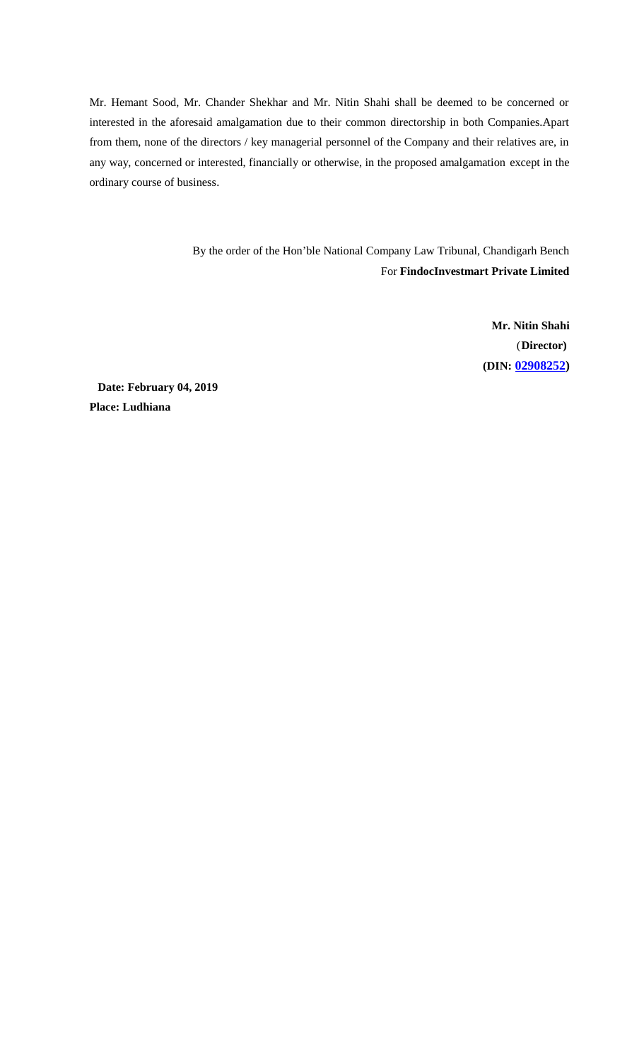Mr. Hemant Sood, Mr. Chander Shekhar and Mr. Nitin Shahi shall be deemed to be concerned or interested in the aforesaid amalgamation due to their common directorship in both Companies.Apart from them, none of the directors / key managerial personnel of the Company and their relatives are, in any way, concerned or interested, financially or otherwise, in the proposed amalgamation except in the ordinary course of business.

By the order of the Hon'ble National Company Law Tribunal, Chandigarh Bench
For **FindocInvestmart Private Limited**

**Mr. Nitin Shahi**
(**Director)**
**(DIN: 02908252)**

**Date: February 04, 2019**
**Place: Ludhiana**